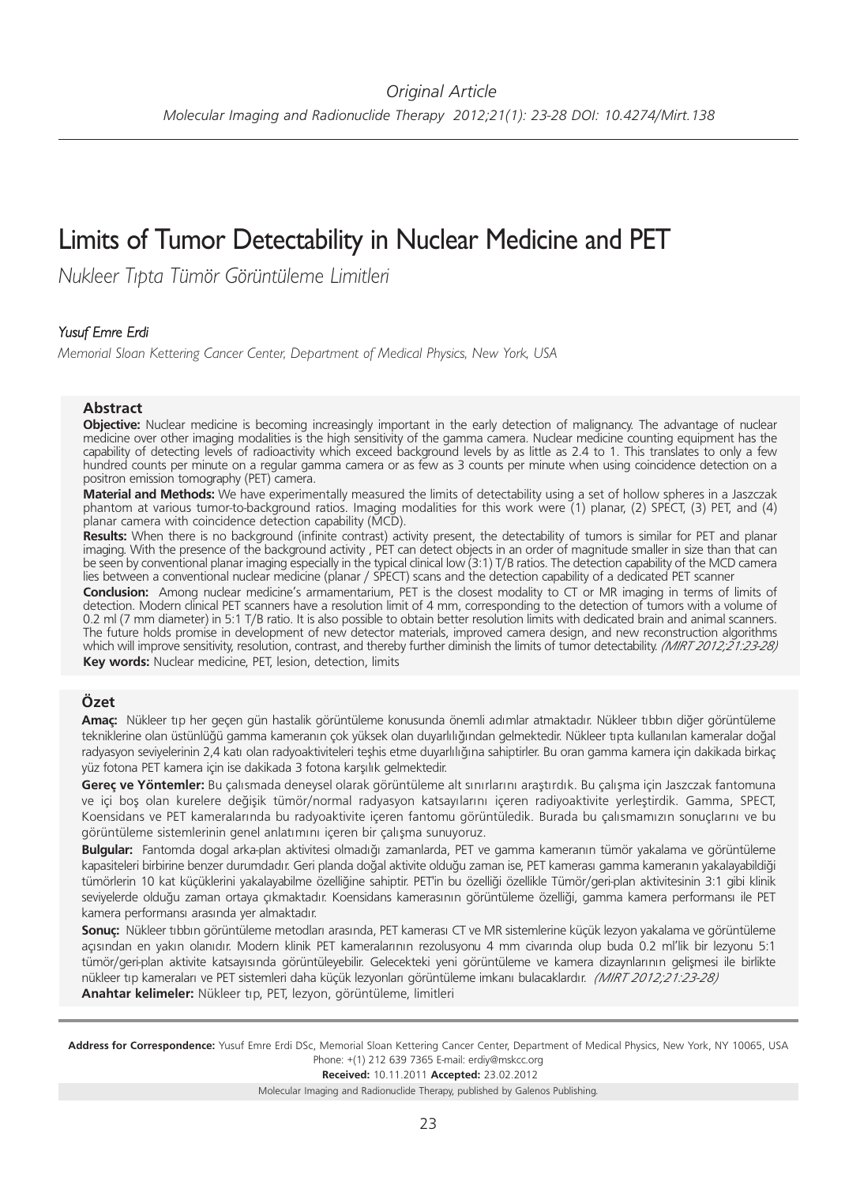*Original Article*

# Limits of Tumor Detectability in Nuclear Medicine and PET

*Nukleer Tıpta Tümör Görüntüleme Limitleri*

*Yusuf Emre Erdi*

*Memorial Sloan Kettering Cancer Center, Department of Medical Physics, New York, USA*

## Abstract

**Objective:** Nuclear medicine is becoming increasingly important in the early detection of malignancy. The advantage of nuclear medicine over other imaging modalities is the high sensitivity of the gamma camera. Nuclear medicine counting equipment has the capability of detecting levels of radioactivity which exceed background levels by as little as 2.4 to 1. This translates to only a few hundred counts per minute on a regular gamma camera or as few as 3 counts per minute when using coincidence detection on a positron emission tomography (PET) camera.

**Material and Methods:** We have experimentally measured the limits of detectability using a set of hollow spheres in a Jaszczak phantom at various tumor-to-background ratios. Imaging modalities for this work were (1) planar, (2) SPECT, (3) PET, and (4) planar camera with coincidence detection capability (MCD).

**Results:** When there is no background (infinite contrast) activity present, the detectability of tumors is similar for PET and planar imaging. With the presence of the background activity , PET can detect objects in an order of magnitude smaller in size than that can be seen by conventional planar imaging especially in the typical clinical low (3:1) T/B ratios. The detection capability of the MCD camera lies between a conventional nuclear medicine (planar / SPECT) scans and the detection capability of a dedicated PET scanner

**Conclusion:** Among nuclear medicine's armamentarium, PET is the closest modality to CT or MR imaging in terms of limits of detection. Modern clinical PET scanners have a resolution limit of 4 mm, corresponding to the detection of tumors with a volume of 0.2 ml (7 mm diameter) in 5:1 T/B ratio. It is also possible to obtain better resolution limits with dedicated brain and animal scanners. The future holds promise in development of new detector materials, improved camera design, and new reconstruction algorithms which will improve sensitivity, resolution, contrast, and thereby further diminish the limits of tumor detectability. *(MIRT 2012;21:23-28)*

**Key words:** Nuclear medicine, PET, lesion, detection, limits

## Özet

**Amaç:** Nükleer tıp her geçen gün hastalik görüntüleme konusunda önemli adımlar atmaktadır. Nükleer tıbbın diğer görüntüleme tekniklerine olan üstünlüğü gamma kameranın çok yüksek olan duyarlılığından gelmektedir. Nükleer tıpta kullanılan kameralar doğal radyasyon seviyelerinin 2,4 katı olan radyoaktiviteleri teşhis etme duyarlılığına sahiptirler. Bu oran gamma kamera için dakikada birkaç yüz fotona PET kamera için ise dakikada 3 fotona karşılık gelmektedir.

**Gereç ve Yöntemler:** Bu çalısmada deneysel olarak görüntüleme alt sınırlarını araştırdık. Bu çalışma için Jaszczak fantomuna ve içi boş olan kurelere değişik tümör/normal radyasyon katsayılarını içeren radiyoaktivite yerleştirdik. Gamma, SPECT, Koensidans ve PET kameralarında bu radyoaktivite içeren fantomu görüntüledik. Burada bu çalışmamızın sonuçlarını ve bu görüntüleme sistemlerinin genel anlatımını içeren bir çalışma sunuyoruz.

**Bulgular:** Fantomda dogal arka-plan aktivitesi olmadığı zamanlarda, PET ve gamma kameranın tümör yakalama ve görüntüleme kapasiteleri birbirine benzer durumdadır. Geri planda doğal aktivite olduğu zaman ise, PET kamerası gamma kameranın yakalayabildiği tümörlerin 10 kat küçüklerini yakalayabilme özelliğine sahiptir. PET'in bu özelliği özellikle Tümör/geri-plan aktivitesinin 3:1 gibi klinik seviyelerde olduğu zaman ortaya çıkmaktadır. Koensidans kamerasının görüntüleme özelliği, gamma kamera performansı ile PET kamera performansı arasında yer almaktadır.

**Sonuç:** Nükleer tıbbın görüntüleme metodları arasında, PET kamerası CT ve MR sistemlerine küçük lezyon yakalama ve görüntüleme açısından en yakın olanıdır. Modern klinik PET kameralarının rezolusyonu 4 mm civarında olup buda 0.2 ml'lik bir lezyonu 5:1 tümör/geri-plan aktivite katsayısında görüntüleyebilir. Gelecekteki yeni görüntüleme ve kamera dizaynlarının gelişmesi ile birlikte nükleer tıp kameraları ve PET sistemleri daha küçük lezyonları görüntüleme imkanı bulacaklardır. *(MIRT 2012;21:23-28)*

**Anahtar kelimeler:** Nükleer tıp, PET, lezyon, görüntüleme, limitleri

**Address for Correspondence:** Yusuf Emre Erdi DSc, Memorial Sloan Kettering Cancer Center, Department of Medical Physics, New York, NY 10065, USA Phone: +(1) 212 639 7365 E-mail: erdiy@mskcc.org

**Received:** 10.11.2011 **Accepted:** 23.02.2012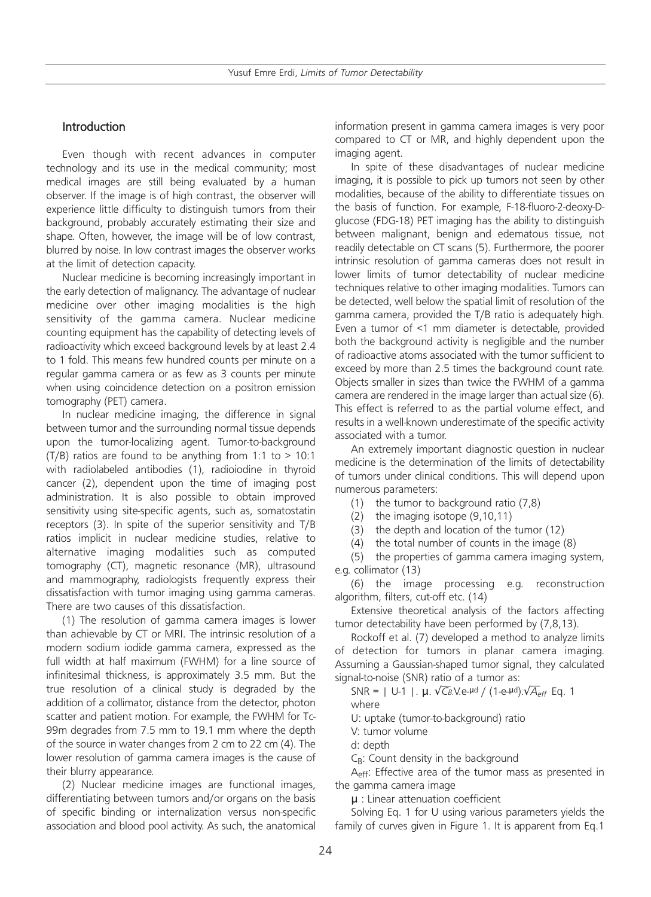## Introduction

Even though with recent advances in computer technology and its use in the medical community; most medical images are still being evaluated by a human observer. If the image is of high contrast, the observer will experience little difficulty to distinguish tumors from their background, probably accurately estimating their size and shape. Often, however, the image will be of low contrast, blurred by noise. In low contrast images the observer works at the limit of detection capacity.

Nuclear medicine is becoming increasingly important in the early detection of malignancy. The advantage of nuclear medicine over other imaging modalities is the high sensitivity of the gamma camera. Nuclear medicine counting equipment has the capability of detecting levels of radioactivity which exceed background levels by at least 2.4 to 1 fold. This means few hundred counts per minute on a regular gamma camera or as few as 3 counts per minute when using coincidence detection on a positron emission tomography (PET) camera.

In nuclear medicine imaging, the difference in signal between tumor and the surrounding normal tissue depends upon the tumor-localizing agent. Tumor-to-background (T/B) ratios are found to be anything from 1:1 to > 10:1 with radiolabeled antibodies (1), radioiodine in thyroid cancer (2), dependent upon the time of imaging post administration. It is also possible to obtain improved sensitivity using site-specific agents, such as, somatostatin receptors (3). In spite of the superior sensitivity and T/B ratios implicit in nuclear medicine studies, relative to alternative imaging modalities such as computed tomography (CT), magnetic resonance (MR), ultrasound and mammography, radiologists frequently express their dissatisfaction with tumor imaging using gamma cameras. There are two causes of this dissatisfaction.

(1) The resolution of gamma camera images is lower than achievable by CT or MRI. The intrinsic resolution of a modern sodium iodide gamma camera, expressed as the full width at half maximum (FWHM) for a line source of infinitesimal thickness, is approximately 3.5 mm. But the true resolution of a clinical study is degraded by the addition of a collimator, distance from the detector, photon scatter and patient motion. For example, the FWHM for Tc-99m degrades from 7.5 mm to 19.1 mm where the depth of the source in water changes from 2 cm to 22 cm (4). The lower resolution of gamma camera images is the cause of their blurry appearance.

(2) Nuclear medicine images are functional images, differentiating between tumors and/or organs on the basis of specific binding or internalization versus non-specific association and blood pool activity. As such, the anatomical information present in gamma camera images is very poor compared to CT or MR, and highly dependent upon the imaging agent.

In spite of these disadvantages of nuclear medicine imaging, it is possible to pick up tumors not seen by other modalities, because of the ability to differentiate tissues on the basis of function. For example, F-18-fluoro-2-deoxy-D-glucose (FDG-18) PET imaging has the ability to distinguish between malignant, benign and edematous tissue, not readily detectable on CT scans (5). Furthermore, the poorer intrinsic resolution of gamma cameras does not result in lower limits of tumor detectability of nuclear medicine techniques relative to other imaging modalities. Tumors can be detected, well below the spatial limit of resolution of the gamma camera, provided the T/B ratio is adequately high. Even a tumor of <1 mm diameter is detectable, provided both the background activity is negligible and the number of radioactive atoms associated with the tumor sufficient to exceed by more than 2.5 times the background count rate. Objects smaller in sizes than twice the FWHM of a gamma camera are rendered in the image larger than actual size (6). This effect is referred to as the partial volume effect, and results in a well-known underestimate of the specific activity associated with a tumor.

An extremely important diagnostic question in nuclear medicine is the determination of the limits of detectability of tumors under clinical conditions. This will depend upon numerous parameters:

(1) the tumor to background ratio (7,8)

(2) the imaging isotope (9,10,11)

(3) the depth and location of the tumor (12)

(4) the total number of counts in the image (8)

(5) the properties of gamma camera imaging system, e.g. collimator (13)

(6) the image processing e.g. reconstruction algorithm, filters, cut-off etc. (14)

Extensive theoretical analysis of the factors affecting tumor detectability have been performed by (7,8,13).

Rockoff et al. (7) developed a method to analyze limits of detection for tumors in planar camera imaging. Assuming a Gaussian-shaped tumor signal, they calculated signal-to-noise (SNR) ratio of a tumor as:

$$SNR = | U\text{-}1 | . \mu . \sqrt{C_B} . V . e^{-\mu d} / (1 - e^{-\mu d}) . \sqrt{A_{eff}} \quad \text{Eq. 1}$$

where

U: uptake (tumor-to-background) ratio

V: tumor volume

d: depth

$C_B$: Count density in the background

$A_{eff}$: Effective area of the tumor mass as presented in the gamma camera image

$\mu$ : Linear attenuation coefficient

Solving Eq. 1 for U using various parameters yields the family of curves given in Figure 1. It is apparent from Eq.1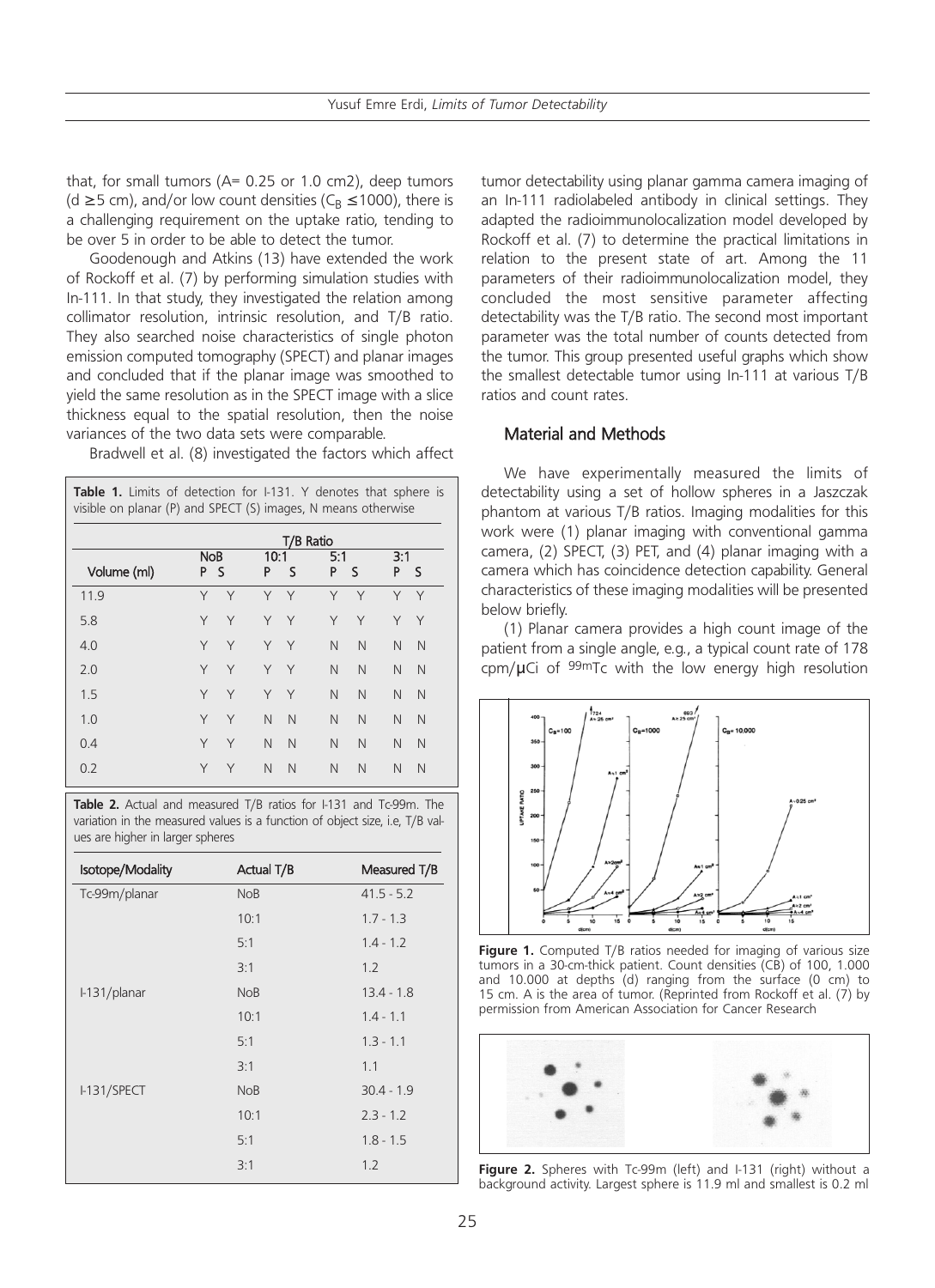that, for small tumors (A= 0.25 or 1.0 cm2), deep tumors (d ≥5 cm), and/or low count densities ($C_B$ ≤1000), there is a challenging requirement on the uptake ratio, tending to be over 5 in order to be able to detect the tumor.

Goodenough and Atkins (13) have extended the work of Rockoff et al. (7) by performing simulation studies with In-111. In that study, they investigated the relation among collimator resolution, intrinsic resolution, and T/B ratio. They also searched noise characteristics of single photon emission computed tomography (SPECT) and planar images and concluded that if the planar image was smoothed to yield the same resolution as in the SPECT image with a slice thickness equal to the spatial resolution, then the noise variances of the two data sets were comparable.

Bradwell et al. (8) investigated the factors which affect tumor detectability using planar gamma camera imaging of an In-111 radiolabeled antibody in clinical settings. They adapted the radioimmunolocalization model developed by Rockoff et al. (7) to determine the practical limitations in relation to the present state of art. Among the 11 parameters of their radioimmunolocalization model, they concluded the most sensitive parameter affecting detectability was the T/B ratio. The second most important parameter was the total number of counts detected from the tumor. This group presented useful graphs which show the smallest detectable tumor using In-111 at various T/B ratios and count rates.

**Table 1.** Limits of detection for I-131. Y denotes that sphere is visible on planar (P) and SPECT (S) images, N means otherwise

| | T/B Ratio | | | | | | | |
|---|---|---|---|---|---|---|---|---|
| | NoB | | 10:1 | | 5:1 | | 3:1 | |
| Volume (ml) | P | S | P | S | P | S | P | S |
| 11.9 | Y | Y | Y | Y | Y | Y | Y | Y |
| 5.8 | Y | Y | Y | Y | Y | Y | Y | Y |
| 4.0 | Y | Y | Y | Y | N | N | N | N |
| 2.0 | Y | Y | Y | Y | N | N | N | N |
| 1.5 | Y | Y | Y | Y | N | N | N | N |
| 1.0 | Y | Y | N | N | N | N | N | N |
| 0.4 | Y | Y | N | N | N | N | N | N |
| 0.2 | Y | Y | N | N | N | N | N | N |

**Table 2.** Actual and measured T/B ratios for I-131 and Tc-99m. The variation in the measured values is a function of object size, i.e, T/B values are higher in larger spheres

| Isotope/Modality | Actual T/B | Measured T/B |
|---|---|---|
| Tc-99m/planar | NoB | 41.5 - 5.2 |
| | 10:1 | 1.7 - 1.3 |
| | 5:1 | 1.4 - 1.2 |
| | 3:1 | 1.2 |
| I-131/planar | NoB | 13.4 - 1.8 |
| | 10:1 | 1.4 - 1.1 |
| | 5:1 | 1.3 - 1.1 |
| | 3:1 | 1.1 |
| I-131/SPECT | NoB | 30.4 - 1.9 |
| | 10:1 | 2.3 - 1.2 |
| | 5:1 | 1.8 - 1.5 |
| | 3:1 | 1.2 |

## Material and Methods

We have experimentally measured the limits of detectability using a set of hollow spheres in a Jaszczak phantom at various T/B ratios. Imaging modalities for this work were (1) planar imaging with conventional gamma camera, (2) SPECT, (3) PET, and (4) planar imaging with a camera which has coincidence detection capability. General characteristics of these imaging modalities will be presented below briefly.

(1) Planar camera provides a high count image of the patient from a single angle, e.g., a typical count rate of 178 cpm/μCi of $^{99m}$Tc with the low energy high resolution

**Figure 1.** Computed T/B ratios needed for imaging of various size tumors in a 30-cm-thick patient. Count densities (CB) of 100, 1.000 and 10.000 at depths (d) ranging from the surface (0 cm) to 15 cm. A is the area of tumor. (Reprinted from Rockoff et al. (7) by permission from American Association for Cancer Research

**Figure 2.** Spheres with Tc-99m (left) and I-131 (right) without a background activity. Largest sphere is 11.9 ml and smallest is 0.2 ml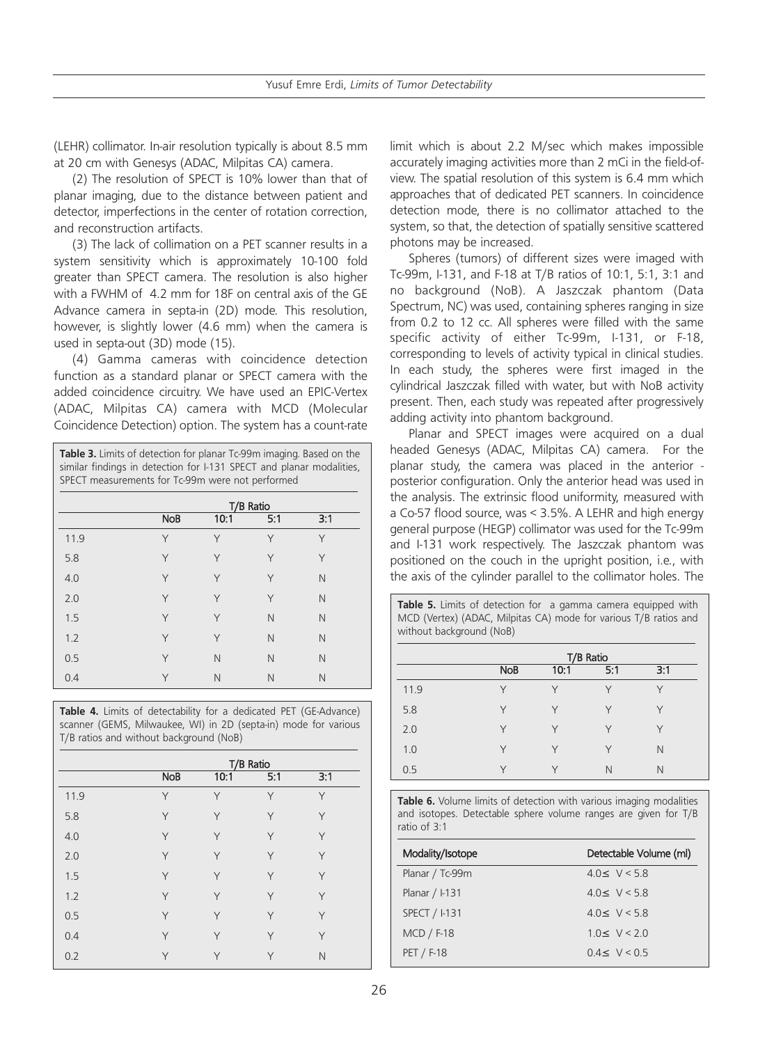(LEHR) collimator. In-air resolution typically is about 8.5 mm at 20 cm with Genesys (ADAC, Milpitas CA) camera.

(2) The resolution of SPECT is 10% lower than that of planar imaging, due to the distance between patient and detector, imperfections in the center of rotation correction, and reconstruction artifacts.

(3) The lack of collimation on a PET scanner results in a system sensitivity which is approximately 10-100 fold greater than SPECT camera. The resolution is also higher with a FWHM of 4.2 mm for 18F on central axis of the GE Advance camera in septa-in (2D) mode. This resolution, however, is slightly lower (4.6 mm) when the camera is used in septa-out (3D) mode (15).

(4) Gamma cameras with coincidence detection function as a standard planar or SPECT camera with the added coincidence circuitry. We have used an EPIC-Vertex (ADAC, Milpitas CA) camera with MCD (Molecular Coincidence Detection) option. The system has a count-rate limit which is about 2.2 M/sec which makes impossible accurately imaging activities more than 2 mCi in the field-of-view. The spatial resolution of this system is 6.4 mm which approaches that of dedicated PET scanners. In coincidence detection mode, there is no collimator attached to the system, so that, the detection of spatially sensitive scattered photons may be increased.

**Table 3.** Limits of detection for planar Tc-99m imaging. Based on the similar findings in detection for I-131 SPECT and planar modalities, SPECT measurements for Tc-99m were not performed

| | T/B Ratio | | | |
|---|---|---|---|---|
| | NoB | 10:1 | 5:1 | 3:1 |
| 11.9 | Y | Y | Y | Y |
| 5.8 | Y | Y | Y | Y |
| 4.0 | Y | Y | Y | N |
| 2.0 | Y | Y | Y | N |
| 1.5 | Y | Y | N | N |
| 1.2 | Y | Y | N | N |
| 0.5 | Y | N | N | N |
| 0.4 | Y | N | N | N |

**Table 4.** Limits of detectability for a dedicated PET (GE-Advance) scanner (GEMS, Milwaukee, WI) in 2D (septa-in) mode for various T/B ratios and without background (NoB)

| | T/B Ratio | | | |
|---|---|---|---|---|
| | NoB | 10:1 | 5:1 | 3:1 |
| 11.9 | Y | Y | Y | Y |
| 5.8 | Y | Y | Y | Y |
| 4.0 | Y | Y | Y | Y |
| 2.0 | Y | Y | Y | Y |
| 1.5 | Y | Y | Y | Y |
| 1.2 | Y | Y | Y | Y |
| 0.5 | Y | Y | Y | Y |
| 0.4 | Y | Y | Y | Y |
| 0.2 | Y | Y | Y | N |

Spheres (tumors) of different sizes were imaged with Tc-99m, I-131, and F-18 at T/B ratios of 10:1, 5:1, 3:1 and no background (NoB). A Jaszczak phantom (Data Spectrum, NC) was used, containing spheres ranging in size from 0.2 to 12 cc. All spheres were filled with the same specific activity of either Tc-99m, I-131, or F-18, corresponding to levels of activity typical in clinical studies. In each study, the spheres were first imaged in the cylindrical Jaszczak filled with water, but with NoB activity present. Then, each study was repeated after progressively adding activity into phantom background.

Planar and SPECT images were acquired on a dual headed Genesys (ADAC, Milpitas CA) camera. For the planar study, the camera was placed in the anterior - posterior configuration. Only the anterior head was used in the analysis. The extrinsic flood uniformity, measured with a Co-57 flood source, was < 3.5%. A LEHR and high energy general purpose (HEGP) collimator was used for the Tc-99m and I-131 work respectively. The Jaszczak phantom was positioned on the couch in the upright position, i.e., with the axis of the cylinder parallel to the collimator holes. The

**Table 5.** Limits of detection for a gamma camera equipped with MCD (Vertex) (ADAC, Milpitas CA) mode for various T/B ratios and without background (NoB)

| | T/B Ratio | | | |
|---|---|---|---|---|
| | NoB | 10:1 | 5:1 | 3:1 |
| 11.9 | Y | Y | Y | Y |
| 5.8 | Y | Y | Y | Y |
| 2.0 | Y | Y | Y | Y |
| 1.0 | Y | Y | Y | N |
| 0.5 | Y | Y | N | N |

**Table 6.** Volume limits of detection with various imaging modalities and isotopes. Detectable sphere volume ranges are given for T/B ratio of 3:1

| Modality/Isotope | Detectable Volume (ml) |
|---|---|
| Planar / Tc-99m | $4.0 \leq V < 5.8$ |
| Planar / I-131 | $4.0 \leq V < 5.8$ |
| SPECT / I-131 | $4.0 \leq V < 5.8$ |
| MCD / F-18 | $1.0 \leq V < 2.0$ |
| PET / F-18 | $0.4 \leq V < 0.5$ |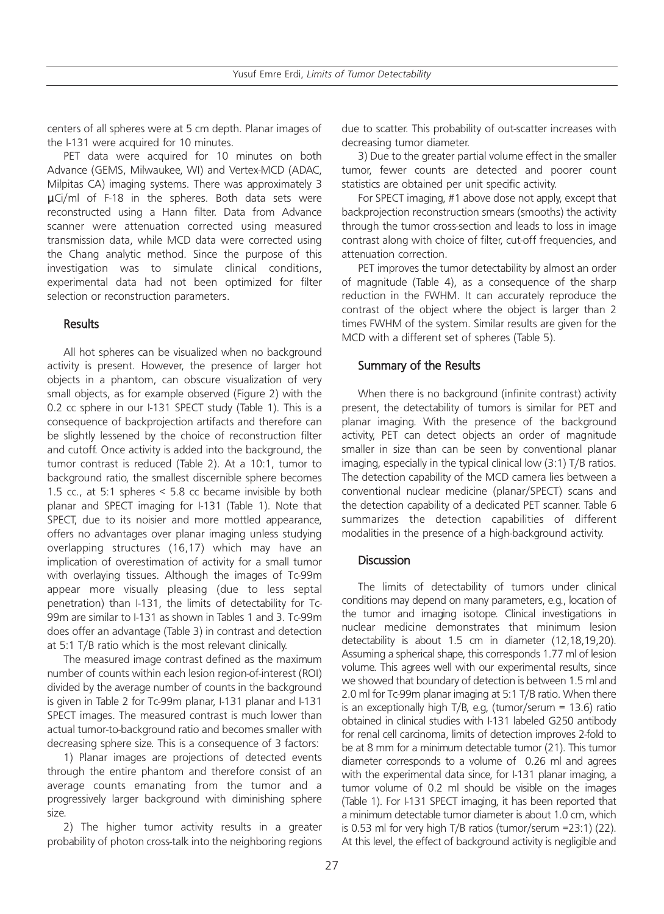centers of all spheres were at 5 cm depth. Planar images of the I-131 were acquired for 10 minutes.

PET data were acquired for 10 minutes on both Advance (GEMS, Milwaukee, WI) and Vertex-MCD (ADAC, Milpitas CA) imaging systems. There was approximately 3 μCi/ml of F-18 in the spheres. Both data sets were reconstructed using a Hann filter. Data from Advance scanner were attenuation corrected using measured transmission data, while MCD data were corrected using the Chang analytic method. Since the purpose of this investigation was to simulate clinical conditions, experimental data had not been optimized for filter selection or reconstruction parameters.

## Results

All hot spheres can be visualized when no background activity is present. However, the presence of larger hot objects in a phantom, can obscure visualization of very small objects, as for example observed (Figure 2) with the 0.2 cc sphere in our I-131 SPECT study (Table 1). This is a consequence of backprojection artifacts and therefore can be slightly lessened by the choice of reconstruction filter and cutoff. Once activity is added into the background, the tumor contrast is reduced (Table 2). At a 10:1, tumor to background ratio, the smallest discernible sphere becomes 1.5 cc., at 5:1 spheres < 5.8 cc became invisible by both planar and SPECT imaging for I-131 (Table 1). Note that SPECT, due to its noisier and more mottled appearance, offers no advantages over planar imaging unless studying overlapping structures (16,17) which may have an implication of overestimation of activity for a small tumor with overlaying tissues. Although the images of Tc-99m appear more visually pleasing (due to less septal penetration) than I-131, the limits of detectability for Tc-99m are similar to I-131 as shown in Tables 1 and 3. Tc-99m does offer an advantage (Table 3) in contrast and detection at 5:1 T/B ratio which is the most relevant clinically.

The measured image contrast defined as the maximum number of counts within each lesion region-of-interest (ROI) divided by the average number of counts in the background is given in Table 2 for Tc-99m planar, I-131 planar and I-131 SPECT images. The measured contrast is much lower than actual tumor-to-background ratio and becomes smaller with decreasing sphere size. This is a consequence of 3 factors:

1) Planar images are projections of detected events through the entire phantom and therefore consist of an average counts emanating from the tumor and a progressively larger background with diminishing sphere size.

2) The higher tumor activity results in a greater probability of photon cross-talk into the neighboring regions due to scatter. This probability of out-scatter increases with decreasing tumor diameter.

3) Due to the greater partial volume effect in the smaller tumor, fewer counts are detected and poorer count statistics are obtained per unit specific activity.

For SPECT imaging, #1 above dose not apply, except that backprojection reconstruction smears (smooths) the activity through the tumor cross-section and leads to loss in image contrast along with choice of filter, cut-off frequencies, and attenuation correction.

PET improves the tumor detectability by almost an order of magnitude (Table 4), as a consequence of the sharp reduction in the FWHM. It can accurately reproduce the contrast of the object where the object is larger than 2 times FWHM of the system. Similar results are given for the MCD with a different set of spheres (Table 5).

## Summary of the Results

When there is no background (infinite contrast) activity present, the detectability of tumors is similar for PET and planar imaging. With the presence of the background activity, PET can detect objects an order of magnitude smaller in size than can be seen by conventional planar imaging, especially in the typical clinical low (3:1) T/B ratios. The detection capability of the MCD camera lies between a conventional nuclear medicine (planar/SPECT) scans and the detection capability of a dedicated PET scanner. Table 6 summarizes the detection capabilities of different modalities in the presence of a high-background activity.

## Discussion

The limits of detectability of tumors under clinical conditions may depend on many parameters, e.g., location of the tumor and imaging isotope. Clinical investigations in nuclear medicine demonstrates that minimum lesion detectability is about 1.5 cm in diameter (12,18,19,20). Assuming a spherical shape, this corresponds 1.77 ml of lesion volume. This agrees well with our experimental results, since we showed that boundary of detection is between 1.5 ml and 2.0 ml for Tc-99m planar imaging at 5:1 T/B ratio. When there is an exceptionally high T/B, e.g, (tumor/serum = 13.6) ratio obtained in clinical studies with I-131 labeled G250 antibody for renal cell carcinoma, limits of detection improves 2-fold to be at 8 mm for a minimum detectable tumor (21). This tumor diameter corresponds to a volume of 0.26 ml and agrees with the experimental data since, for I-131 planar imaging, a tumor volume of 0.2 ml should be visible on the images (Table 1). For I-131 SPECT imaging, it has been reported that a minimum detectable tumor diameter is about 1.0 cm, which is 0.53 ml for very high T/B ratios (tumor/serum =23:1) (22). At this level, the effect of background activity is negligible and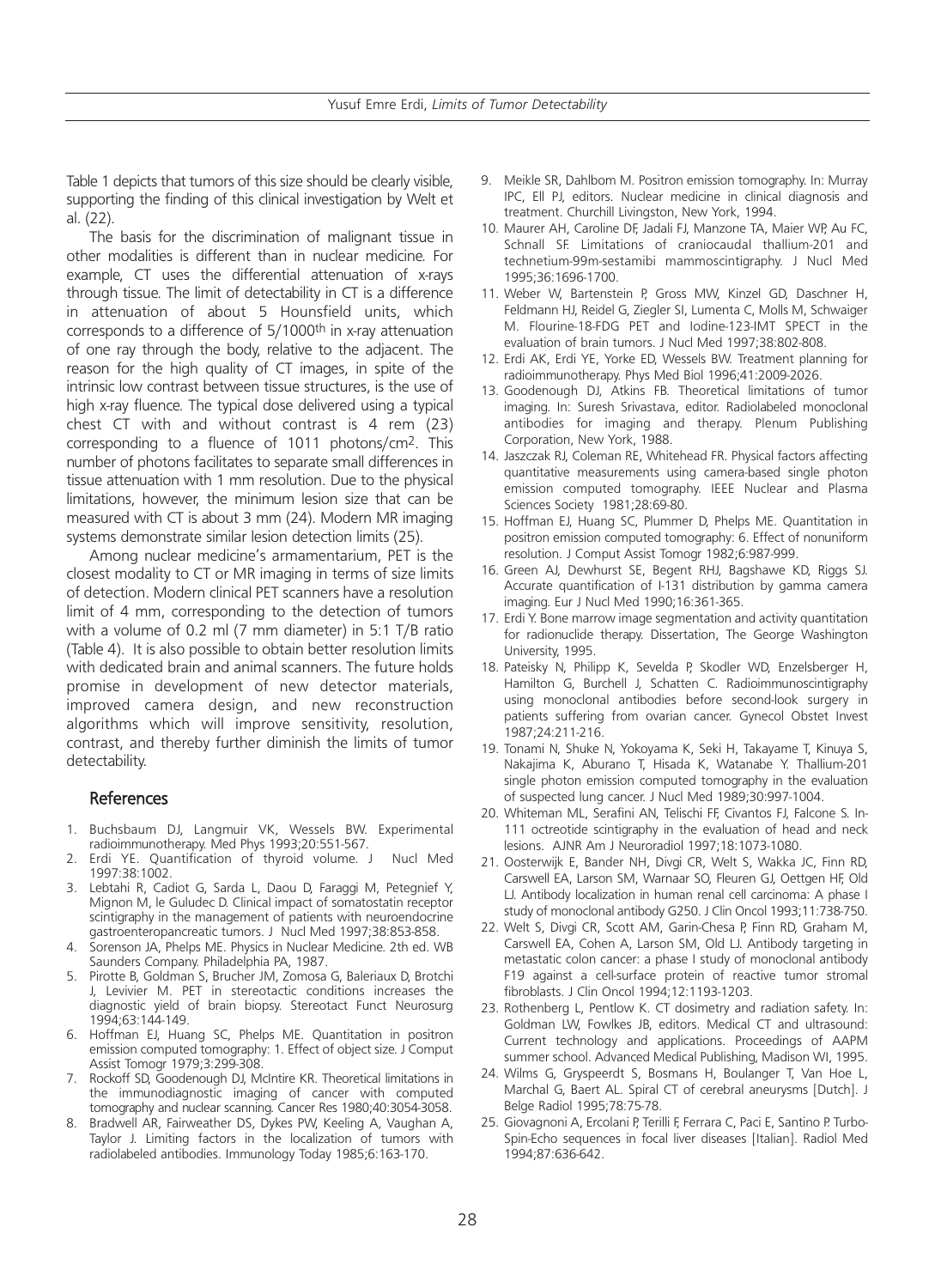Table 1 depicts that tumors of this size should be clearly visible, supporting the finding of this clinical investigation by Welt et al. (22).

The basis for the discrimination of malignant tissue in other modalities is different than in nuclear medicine. For example, CT uses the differential attenuation of x-rays through tissue. The limit of detectability in CT is a difference in attenuation of about 5 Hounsfield units, which corresponds to a difference of 5/1000th in x-ray attenuation of one ray through the body, relative to the adjacent. The reason for the high quality of CT images, in spite of the intrinsic low contrast between tissue structures, is the use of high x-ray fluence. The typical dose delivered using a typical chest CT with and without contrast is 4 rem (23) corresponding to a fluence of 1011 photons/cm$^2$. This number of photons facilitates to separate small differences in tissue attenuation with 1 mm resolution. Due to the physical limitations, however, the minimum lesion size that can be measured with CT is about 3 mm (24). Modern MR imaging systems demonstrate similar lesion detection limits (25).

Among nuclear medicine's armamentarium, PET is the closest modality to CT or MR imaging in terms of size limits of detection. Modern clinical PET scanners have a resolution limit of 4 mm, corresponding to the detection of tumors with a volume of 0.2 ml (7 mm diameter) in 5:1 T/B ratio (Table 4). It is also possible to obtain better resolution limits with dedicated brain and animal scanners. The future holds promise in development of new detector materials, improved camera design, and new reconstruction algorithms which will improve sensitivity, resolution, contrast, and thereby further diminish the limits of tumor detectability.

## References

1. Buchsbaum DJ, Langmuir VK, Wessels BW. Experimental radioimmunotherapy. Med Phys 1993;20:551-567.
2. Erdi YE. Quantification of thyroid volume. J Nucl Med 1997:38:1002.
3. Lebtahi R, Cadiot G, Sarda L, Daou D, Faraggi M, Petegnief Y, Mignon M, le Guludec D. Clinical impact of somatostatin receptor scintigraphy in the management of patients with neuroendocrine gastroenteropancreatic tumors. J Nucl Med 1997;38:853-858.
4. Sorenson JA, Phelps ME. Physics in Nuclear Medicine. 2th ed. WB Saunders Company. Philadelphia PA, 1987.
5. Pirotte B, Goldman S, Brucher JM, Zomosa G, Baleriaux D, Brotchi J, Levivier M. PET in stereotactic conditions increases the diagnostic yield of brain biopsy. Stereotact Funct Neurosurg 1994;63:144-149.
6. Hoffman EJ, Huang SC, Phelps ME. Quantitation in positron emission computed tomography: 1. Effect of object size. J Comput Assist Tomogr 1979;3:299-308.
7. Rockoff SD, Goodenough DJ, McIntire KR. Theoretical limitations in the immunodiagnostic imaging of cancer with computed tomography and nuclear scanning. Cancer Res 1980;40:3054-3058.
8. Bradwell AR, Fairweather DS, Dykes PW, Keeling A, Vaughan A, Taylor J. Limiting factors in the localization of tumors with radiolabeled antibodies. Immunology Today 1985;6:163-170.
9. Meikle SR, Dahlbom M. Positron emission tomography. In: Murray IPC, Ell PJ, editors. Nuclear medicine in clinical diagnosis and treatment. Churchill Livingston, New York, 1994.
10. Maurer AH, Caroline DF, Jadali FJ, Manzone TA, Maier WP, Au FC, Schnall SF. Limitations of craniocaudal thallium-201 and technetium-99m-sestamibi mammoscintigraphy. J Nucl Med 1995;36:1696-1700.
11. Weber W, Bartenstein P, Gross MW, Kinzel GD, Daschner H, Feldmann HJ, Reidel G, Ziegler SI, Lumenta C, Molls M, Schwaiger M. Flourine-18-FDG PET and Iodine-123-IMT SPECT in the evaluation of brain tumors. J Nucl Med 1997;38:802-808.
12. Erdi AK, Erdi YE, Yorke ED, Wessels BW. Treatment planning for radioimmunotherapy. Phys Med Biol 1996;41:2009-2026.
13. Goodenough DJ, Atkins FB. Theoretical limitations of tumor imaging. In: Suresh Srivastava, editor. Radiolabeled monoclonal antibodies for imaging and therapy. Plenum Publishing Corporation, New York, 1988.
14. Jaszczak RJ, Coleman RE, Whitehead FR. Physical factors affecting quantitative measurements using camera-based single photon emission computed tomography. IEEE Nuclear and Plasma Sciences Society 1981;28:69-80.
15. Hoffman EJ, Huang SC, Plummer D, Phelps ME. Quantitation in positron emission computed tomography: 6. Effect of nonuniform resolution. J Comput Assist Tomogr 1982;6:987-999.
16. Green AJ, Dewhurst SE, Begent RHJ, Bagshawe KD, Riggs SJ. Accurate quantification of I-131 distribution by gamma camera imaging. Eur J Nucl Med 1990;16:361-365.
17. Erdi Y. Bone marrow image segmentation and activity quantitation for radionuclide therapy. Dissertation, The George Washington University, 1995.
18. Pateisky N, Philipp K, Sevelda P, Skodler WD, Enzelsberger H, Hamilton G, Burchell J, Schatten C. Radioimmunoscintigraphy using monoclonal antibodies before second-look surgery in patients suffering from ovarian cancer. Gynecol Obstet Invest 1987;24:211-216.
19. Tonami N, Shuke N, Yokoyama K, Seki H, Takayame T, Kinuya S, Nakajima K, Aburano T, Hisada K, Watanabe Y. Thallium-201 single photon emission computed tomography in the evaluation of suspected lung cancer. J Nucl Med 1989;30:997-1004.
20. Whiteman ML, Serafini AN, Telischi FF, Civantos FJ, Falcone S. In-111 octreotide scintigraphy in the evaluation of head and neck lesions. AJNR Am J Neuroradiol 1997;18:1073-1080.
21. Oosterwijk E, Bander NH, Divgi CR, Welt S, Wakka JC, Finn RD, Carswell EA, Larson SM, Warnaar SO, Fleuren GJ, Oettgen HF, Old LJ. Antibody localization in human renal cell carcinoma: A phase I study of monoclonal antibody G250. J Clin Oncol 1993;11:738-750.
22. Welt S, Divgi CR, Scott AM, Garin-Chesa P, Finn RD, Graham M, Carswell EA, Cohen A, Larson SM, Old LJ. Antibody targeting in metastatic colon cancer: a phase I study of monoclonal antibody F19 against a cell-surface protein of reactive tumor stromal fibroblasts. J Clin Oncol 1994;12:1193-1203.
23. Rothenberg L, Pentlow K. CT dosimetry and radiation safety. In: Goldman LW, Fowlkes JB, editors. Medical CT and ultrasound: Current technology and applications. Proceedings of AAPM summer school. Advanced Medical Publishing, Madison WI, 1995.
24. Wilms G, Gryspeerdt S, Bosmans H, Boulanger T, Van Hoe L, Marchal G, Baert AL. Spiral CT of cerebral aneurysms [Dutch]. J Belge Radiol 1995;78:75-78.
25. Giovagnoni A, Ercolani P, Terilli F, Ferrara C, Paci E, Santino P. Turbo-Spin-Echo sequences in focal liver diseases [Italian]. Radiol Med 1994;87:636-642.